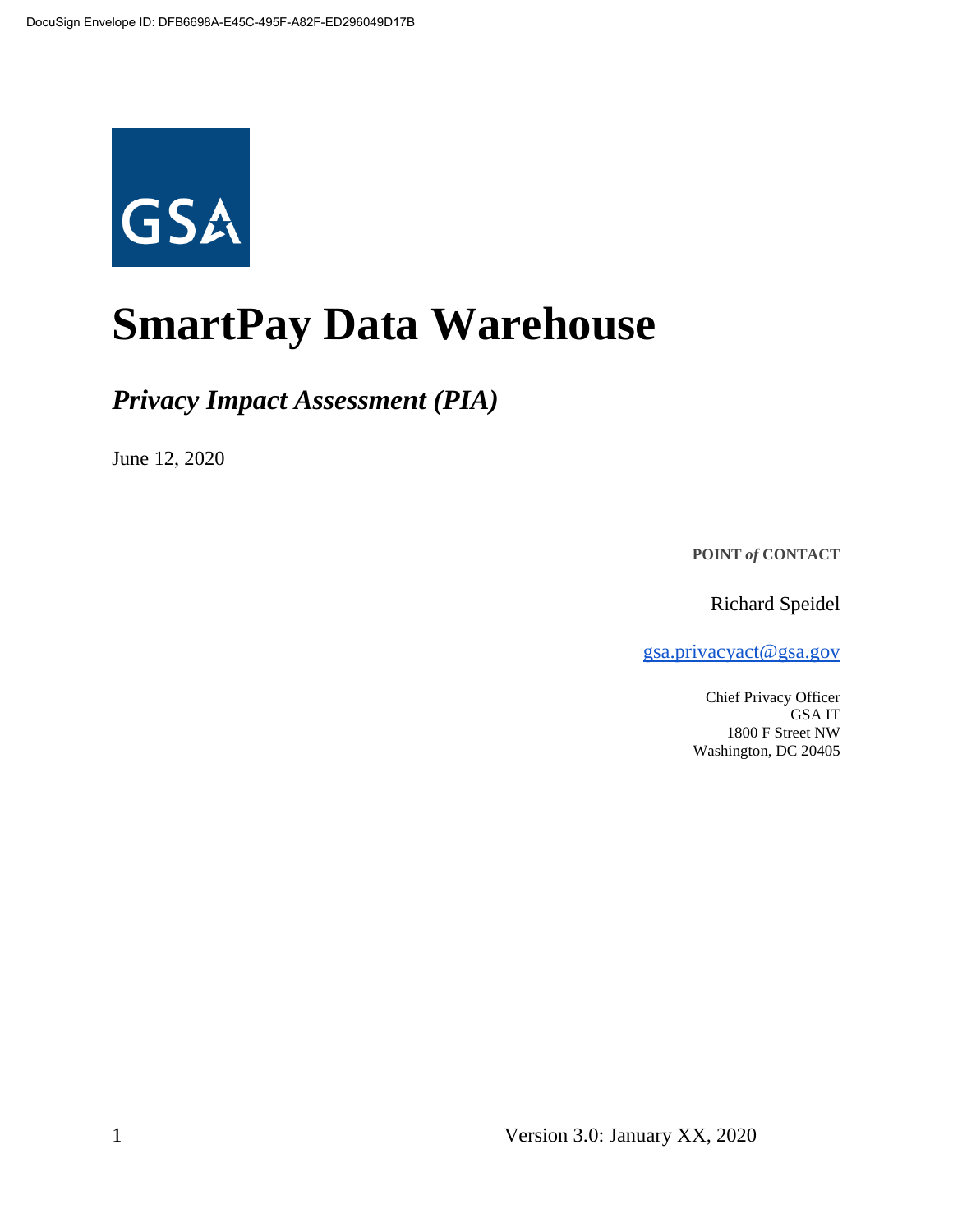DocuSign Envelope ID: DFB6698A-E45C-495F-A82F-ED296049D17B

GSA

# SmartPay Data Warehouse

## *Privacy Impact Assessment (PIA)*

June 12, 2020

**POINT *of* CONTACT**

Richard Speidel

gsa.privacyact@gsa.gov

Chief Privacy Officer
GSA IT
1800 F Street NW
Washington, DC 20405

Version 3.0: January XX, 2020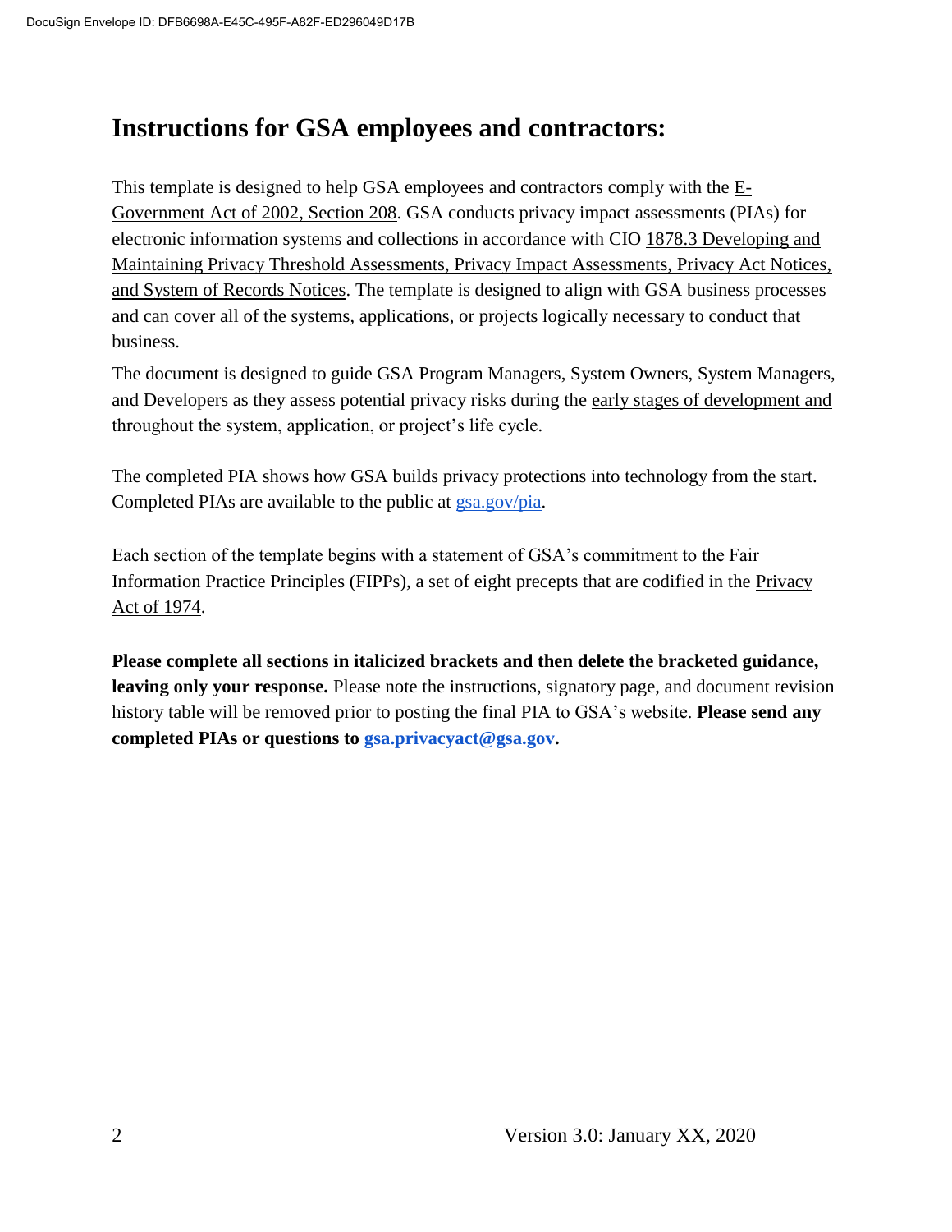# Instructions for GSA employees and contractors:

This template is designed to help GSA employees and contractors comply with the E-Government Act of 2002, Section 208. GSA conducts privacy impact assessments (PIAs) for electronic information systems and collections in accordance with CIO 1878.3 Developing and Maintaining Privacy Threshold Assessments, Privacy Impact Assessments, Privacy Act Notices, and System of Records Notices. The template is designed to align with GSA business processes and can cover all of the systems, applications, or projects logically necessary to conduct that business.

The document is designed to guide GSA Program Managers, System Owners, System Managers, and Developers as they assess potential privacy risks during the early stages of development and throughout the system, application, or project's life cycle.

The completed PIA shows how GSA builds privacy protections into technology from the start. Completed PIAs are available to the public at gsa.gov/pia.

Each section of the template begins with a statement of GSA's commitment to the Fair Information Practice Principles (FIPPs), a set of eight precepts that are codified in the Privacy Act of 1974.

**Please complete all sections in italicized brackets and then delete the bracketed guidance, leaving only your response.** Please note the instructions, signatory page, and document revision history table will be removed prior to posting the final PIA to GSA's website. **Please send any completed PIAs or questions to gsa.privacyact@gsa.gov.**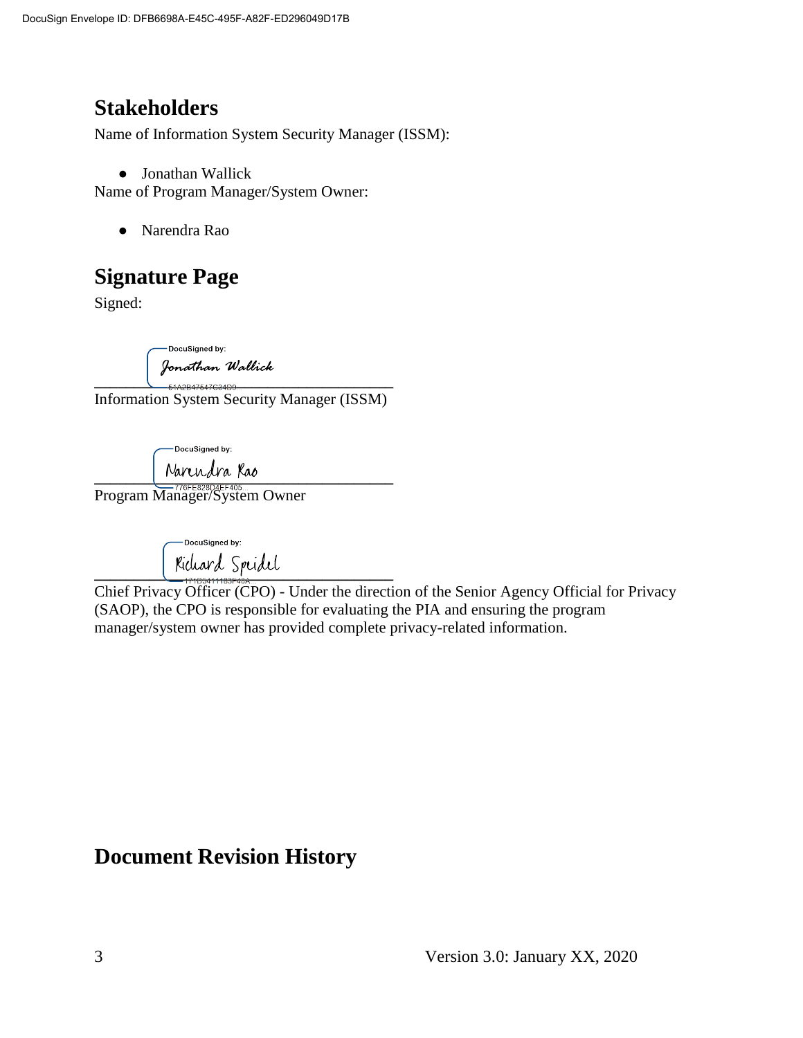## Stakeholders

Name of Information System Security Manager (ISSM):

- Jonathan Wallick

Name of Program Manager/System Owner:

- Narendra Rao

## Signature Page

Signed:

DocuSigned by:
Jonathan Wallick
51A2B47547C24D0

_______________________________________
Information System Security Manager (ISSM)

DocuSigned by:
Narendra Rao
776FE828D4FF405

_______________________________________
Program Manager/System Owner

DocuSigned by:
Richard Speidel
171D5411183F48A

_______________________________________
Chief Privacy Officer (CPO) - Under the direction of the Senior Agency Official for Privacy (SAOP), the CPO is responsible for evaluating the PIA and ensuring the program manager/system owner has provided complete privacy-related information.

## Document Revision History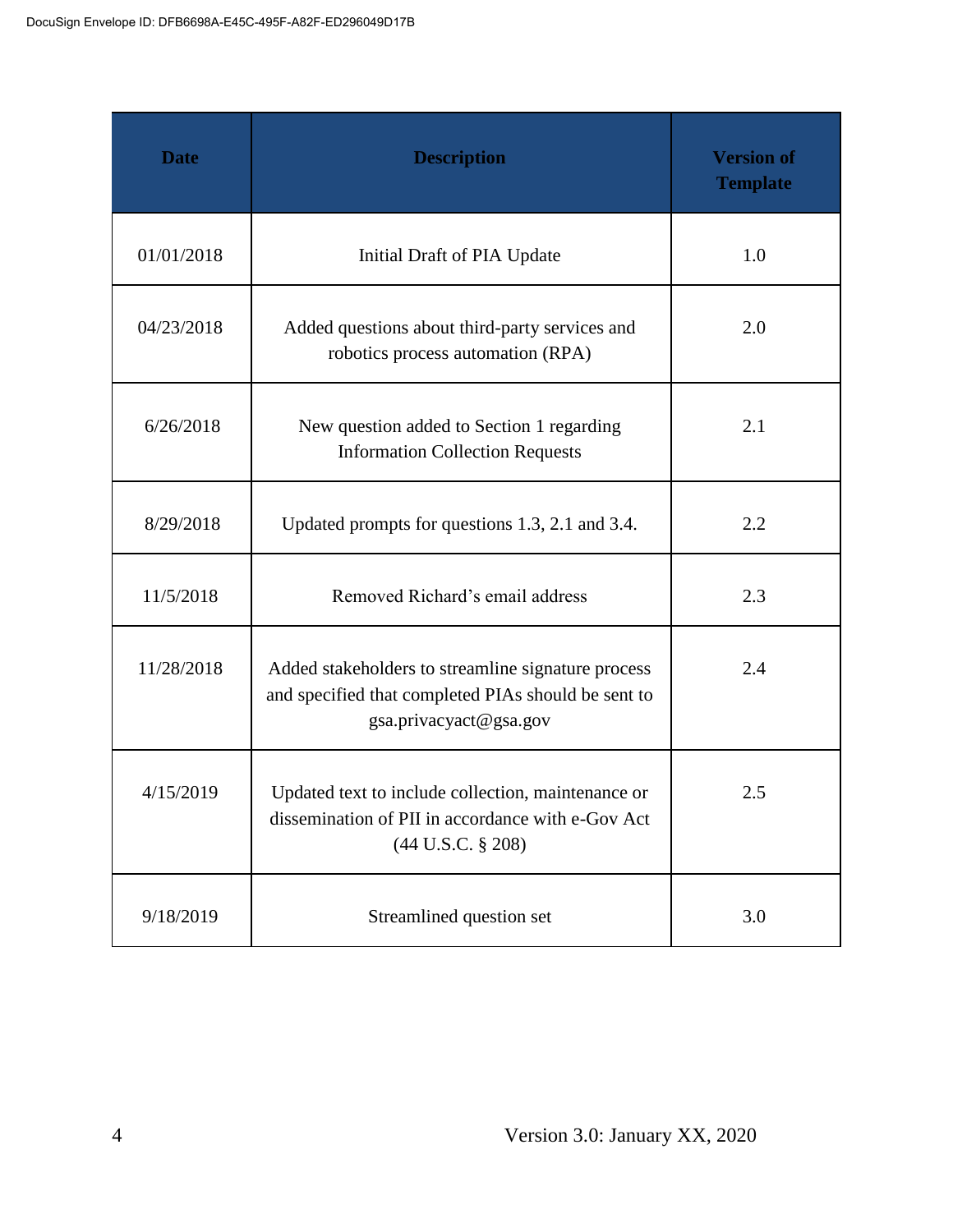| Date | Description | Version of Template |
|---|---|---|
| 01/01/2018 | Initial Draft of PIA Update | 1.0 |
| 04/23/2018 | Added questions about third-party services and robotics process automation (RPA) | 2.0 |
| 6/26/2018 | New question added to Section 1 regarding Information Collection Requests | 2.1 |
| 8/29/2018 | Updated prompts for questions 1.3, 2.1 and 3.4. | 2.2 |
| 11/5/2018 | Removed Richard's email address | 2.3 |
| 11/28/2018 | Added stakeholders to streamline signature process and specified that completed PIAs should be sent to gsa.privacyact@gsa.gov | 2.4 |
| 4/15/2019 | Updated text to include collection, maintenance or dissemination of PII in accordance with e-Gov Act (44 U.S.C. § 208) | 2.5 |
| 9/18/2019 | Streamlined question set | 3.0 |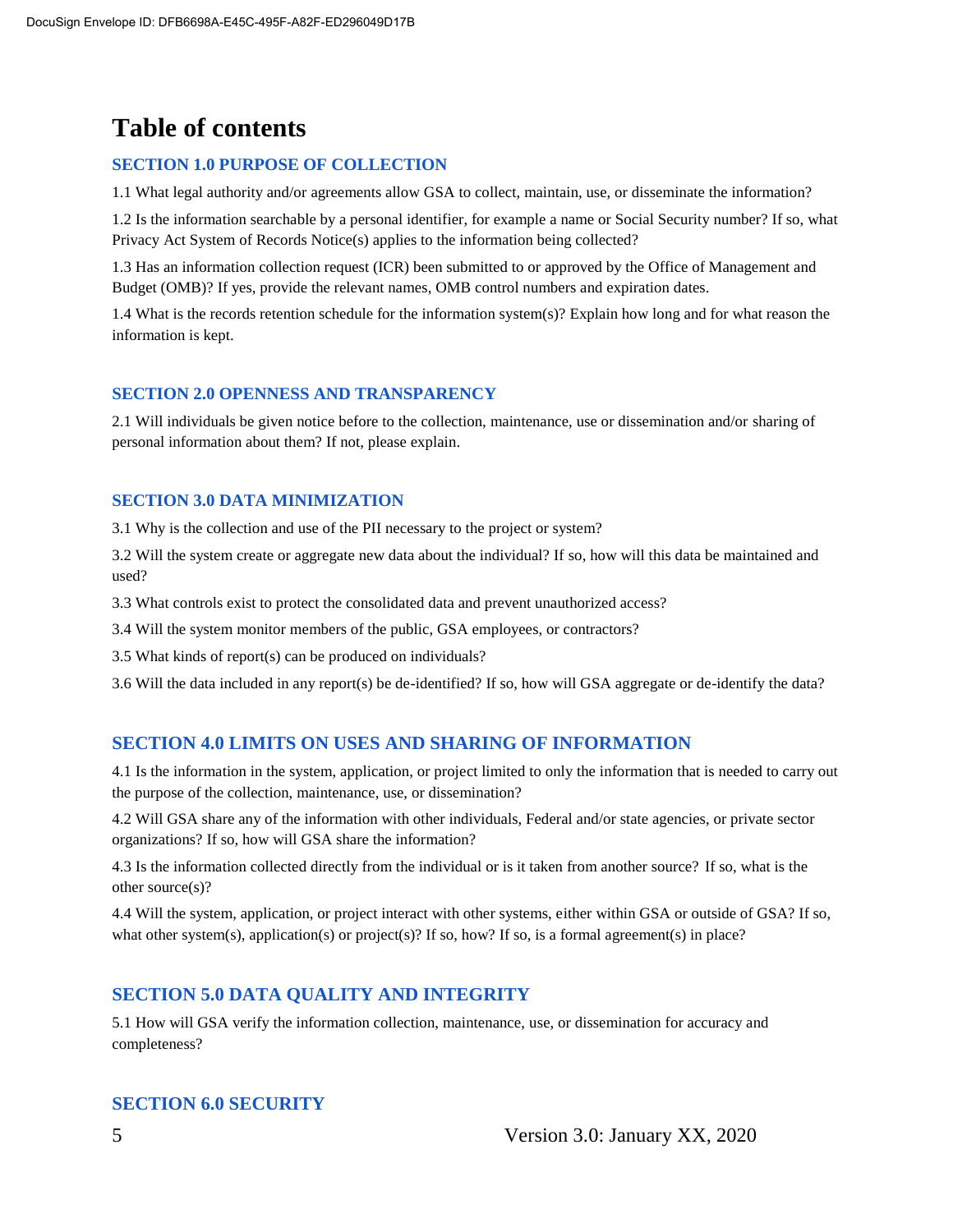# Table of contents

## SECTION 1.0 PURPOSE OF COLLECTION

1.1 What legal authority and/or agreements allow GSA to collect, maintain, use, or disseminate the information?

1.2 Is the information searchable by a personal identifier, for example a name or Social Security number? If so, what Privacy Act System of Records Notice(s) applies to the information being collected?

1.3 Has an information collection request (ICR) been submitted to or approved by the Office of Management and Budget (OMB)? If yes, provide the relevant names, OMB control numbers and expiration dates.

1.4 What is the records retention schedule for the information system(s)? Explain how long and for what reason the information is kept.

## SECTION 2.0 OPENNESS AND TRANSPARENCY

2.1 Will individuals be given notice before to the collection, maintenance, use or dissemination and/or sharing of personal information about them? If not, please explain.

## SECTION 3.0 DATA MINIMIZATION

3.1 Why is the collection and use of the PII necessary to the project or system?

3.2 Will the system create or aggregate new data about the individual? If so, how will this data be maintained and used?

3.3 What controls exist to protect the consolidated data and prevent unauthorized access?

3.4 Will the system monitor members of the public, GSA employees, or contractors?

3.5 What kinds of report(s) can be produced on individuals?

3.6 Will the data included in any report(s) be de-identified? If so, how will GSA aggregate or de-identify the data?

## SECTION 4.0 LIMITS ON USES AND SHARING OF INFORMATION

4.1 Is the information in the system, application, or project limited to only the information that is needed to carry out the purpose of the collection, maintenance, use, or dissemination?

4.2 Will GSA share any of the information with other individuals, Federal and/or state agencies, or private sector organizations? If so, how will GSA share the information?

4.3 Is the information collected directly from the individual or is it taken from another source? If so, what is the other source(s)?

4.4 Will the system, application, or project interact with other systems, either within GSA or outside of GSA? If so, what other system(s), application(s) or project(s)? If so, how? If so, is a formal agreement(s) in place?

## SECTION 5.0 DATA QUALITY AND INTEGRITY

5.1 How will GSA verify the information collection, maintenance, use, or dissemination for accuracy and completeness?

## SECTION 6.0 SECURITY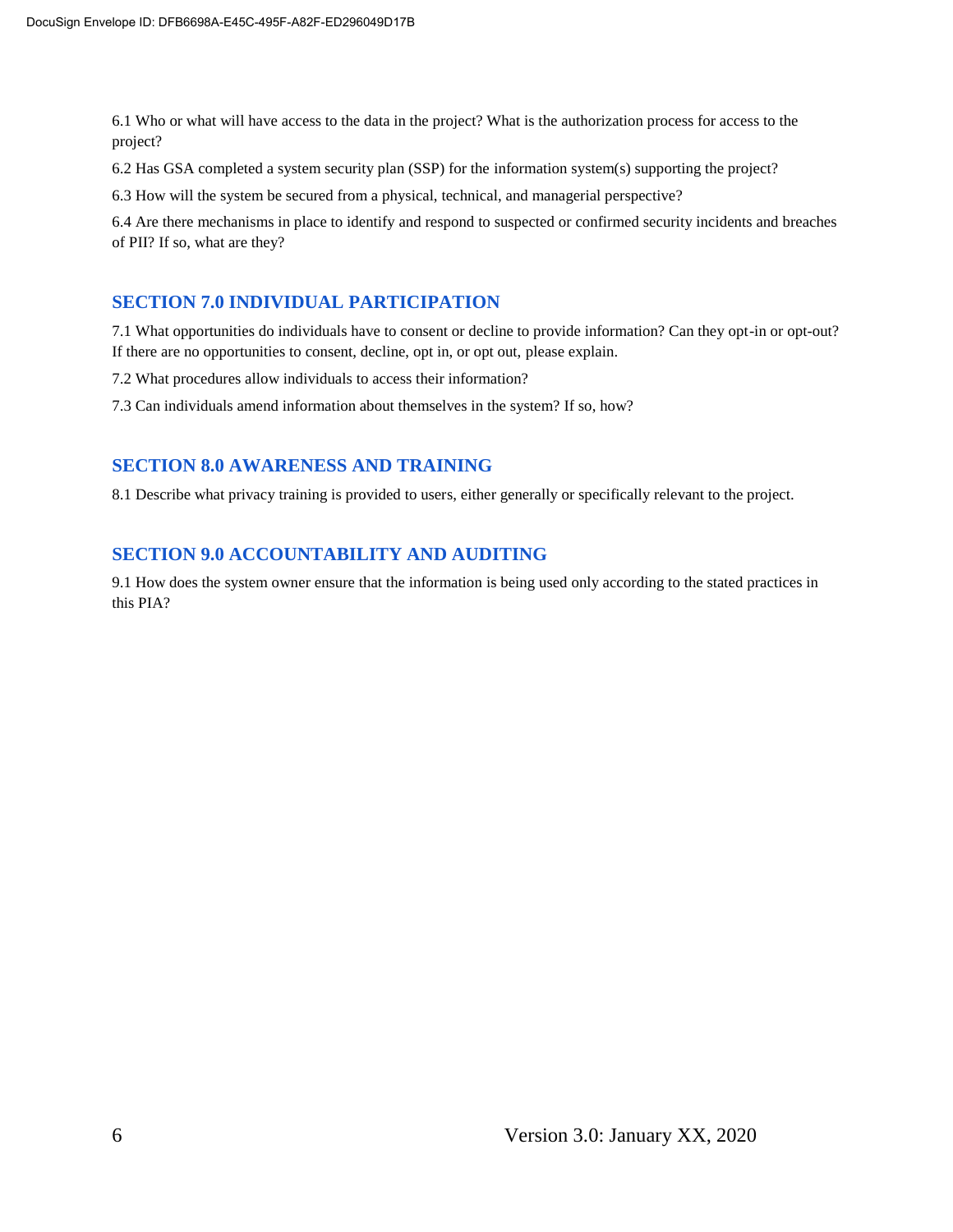6.1 Who or what will have access to the data in the project? What is the authorization process for access to the project?

6.2 Has GSA completed a system security plan (SSP) for the information system(s) supporting the project?

6.3 How will the system be secured from a physical, technical, and managerial perspective?

6.4 Are there mechanisms in place to identify and respond to suspected or confirmed security incidents and breaches of PII? If so, what are they?

## SECTION 7.0 INDIVIDUAL PARTICIPATION

7.1 What opportunities do individuals have to consent or decline to provide information? Can they opt-in or opt-out? If there are no opportunities to consent, decline, opt in, or opt out, please explain.

7.2 What procedures allow individuals to access their information?

7.3 Can individuals amend information about themselves in the system? If so, how?

## SECTION 8.0 AWARENESS AND TRAINING

8.1 Describe what privacy training is provided to users, either generally or specifically relevant to the project.

## SECTION 9.0 ACCOUNTABILITY AND AUDITING

9.1 How does the system owner ensure that the information is being used only according to the stated practices in this PIA?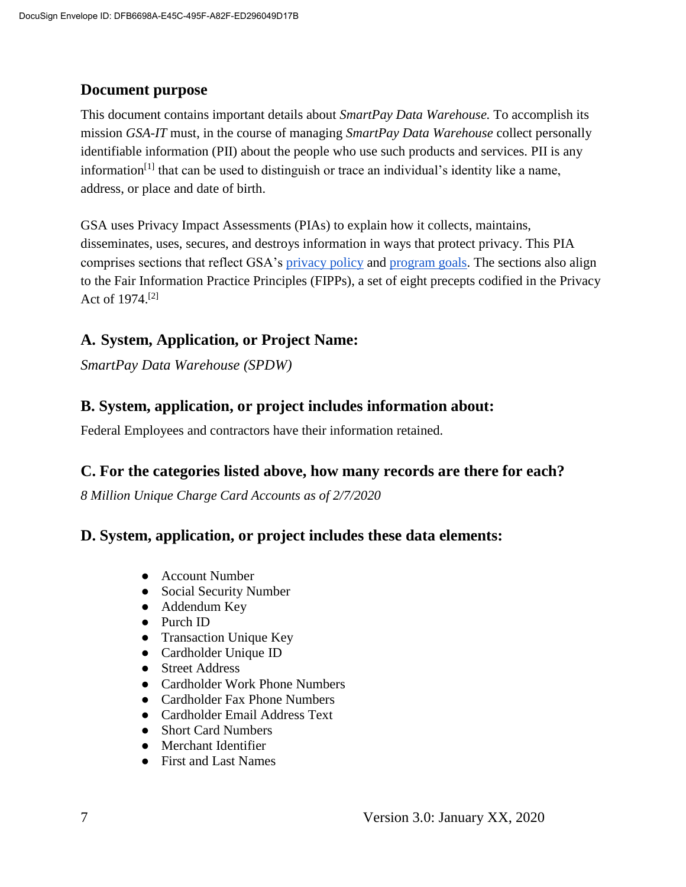## Document purpose

This document contains important details about *SmartPay Data Warehouse.* To accomplish its mission *GSA-IT* must, in the course of managing *SmartPay Data Warehouse* collect personally identifiable information (PII) about the people who use such products and services. PII is any information[1] that can be used to distinguish or trace an individual's identity like a name, address, or place and date of birth.

GSA uses Privacy Impact Assessments (PIAs) to explain how it collects, maintains, disseminates, uses, secures, and destroys information in ways that protect privacy. This PIA comprises sections that reflect GSA's privacy policy and program goals. The sections also align to the Fair Information Practice Principles (FIPPs), a set of eight precepts codified in the Privacy Act of 1974.[2]

## A. System, Application, or Project Name:

*SmartPay Data Warehouse (SPDW)*

## B. System, application, or project includes information about:

Federal Employees and contractors have their information retained.

## C. For the categories listed above, how many records are there for each?

*8 Million Unique Charge Card Accounts as of 2/7/2020*

## D. System, application, or project includes these data elements:

- Account Number
- Social Security Number
- Addendum Key
- Purch ID
- Transaction Unique Key
- Cardholder Unique ID
- Street Address
- Cardholder Work Phone Numbers
- Cardholder Fax Phone Numbers
- Cardholder Email Address Text
- Short Card Numbers
- Merchant Identifier
- First and Last Names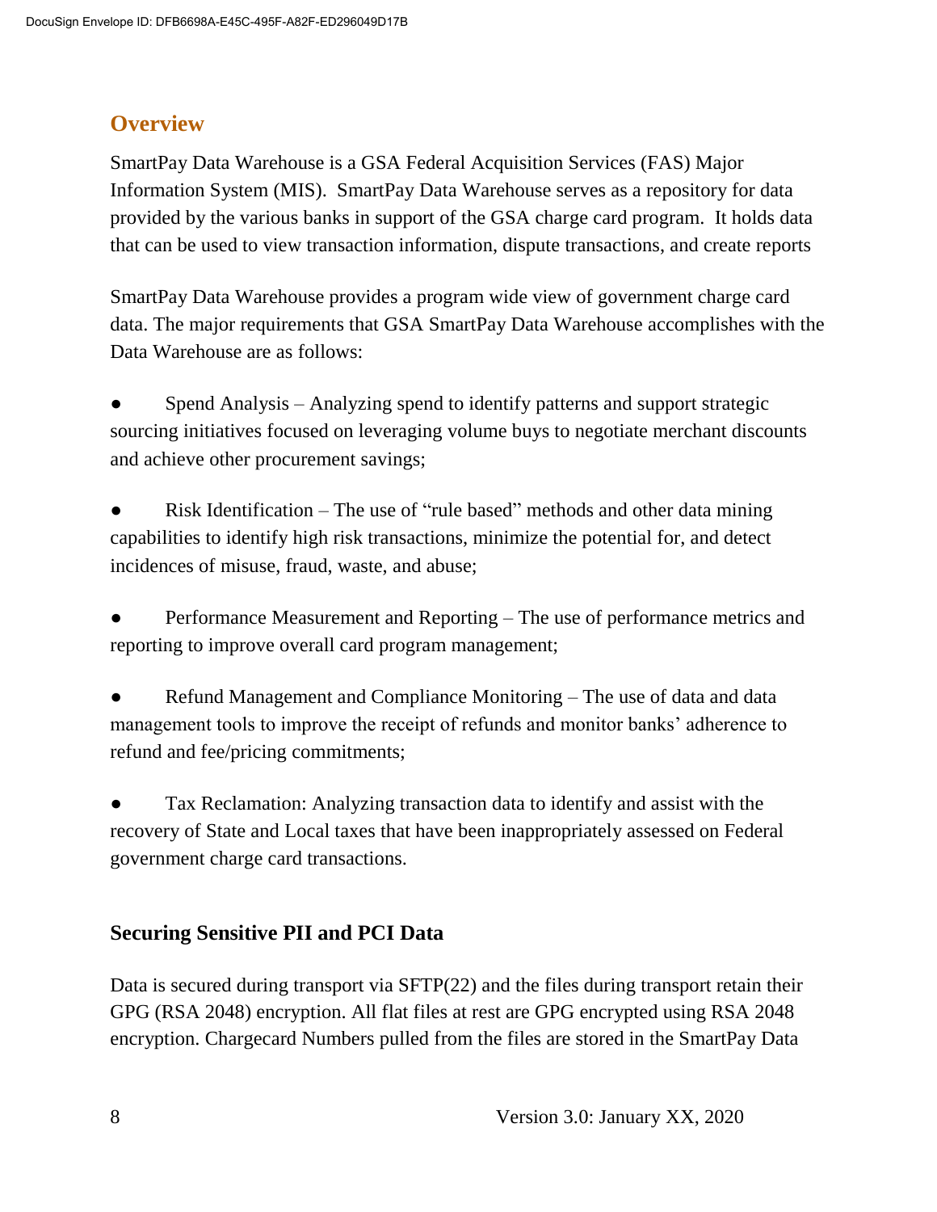## Overview

SmartPay Data Warehouse is a GSA Federal Acquisition Services (FAS) Major Information System (MIS). SmartPay Data Warehouse serves as a repository for data provided by the various banks in support of the GSA charge card program. It holds data that can be used to view transaction information, dispute transactions, and create reports

SmartPay Data Warehouse provides a program wide view of government charge card data. The major requirements that GSA SmartPay Data Warehouse accomplishes with the Data Warehouse are as follows:

- Spend Analysis – Analyzing spend to identify patterns and support strategic sourcing initiatives focused on leveraging volume buys to negotiate merchant discounts and achieve other procurement savings;

- Risk Identification – The use of "rule based" methods and other data mining capabilities to identify high risk transactions, minimize the potential for, and detect incidences of misuse, fraud, waste, and abuse;

- Performance Measurement and Reporting – The use of performance metrics and reporting to improve overall card program management;

- Refund Management and Compliance Monitoring – The use of data and data management tools to improve the receipt of refunds and monitor banks' adherence to refund and fee/pricing commitments;

- Tax Reclamation: Analyzing transaction data to identify and assist with the recovery of State and Local taxes that have been inappropriately assessed on Federal government charge card transactions.

### Securing Sensitive PII and PCI Data

Data is secured during transport via SFTP(22) and the files during transport retain their GPG (RSA 2048) encryption. All flat files at rest are GPG encrypted using RSA 2048 encryption. Chargecard Numbers pulled from the files are stored in the SmartPay Data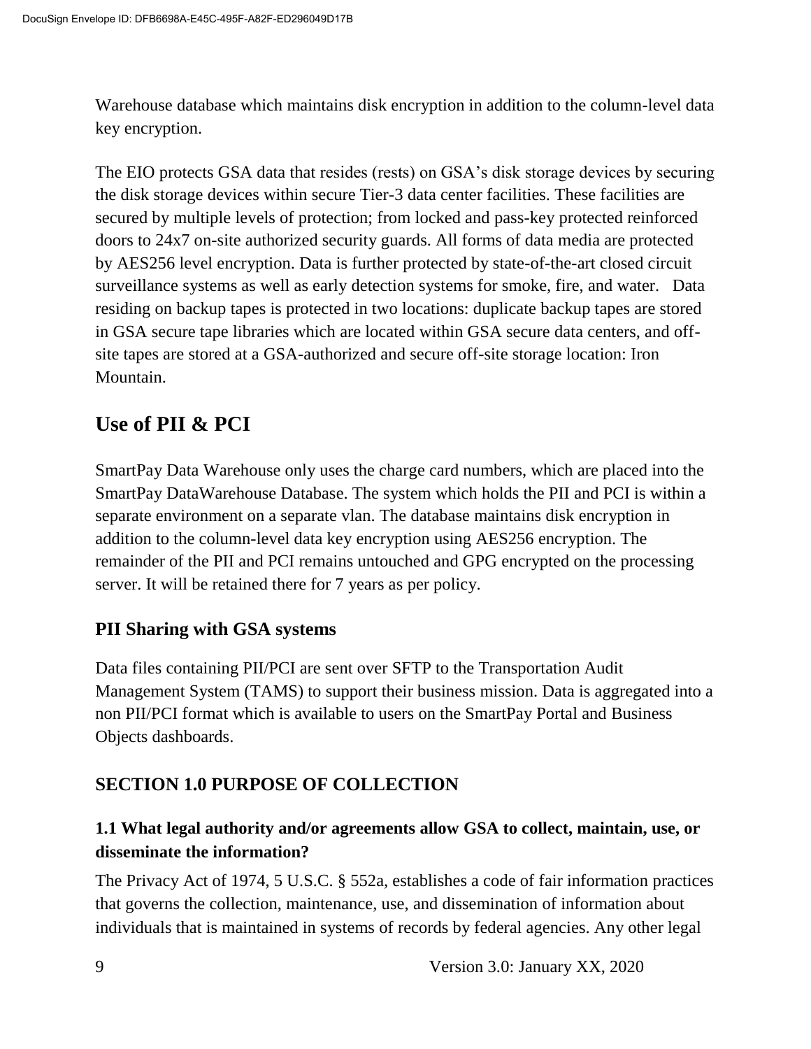Warehouse database which maintains disk encryption in addition to the column-level data key encryption.

The EIO protects GSA data that resides (rests) on GSA's disk storage devices by securing the disk storage devices within secure Tier-3 data center facilities. These facilities are secured by multiple levels of protection; from locked and pass-key protected reinforced doors to 24x7 on-site authorized security guards. All forms of data media are protected by AES256 level encryption. Data is further protected by state-of-the-art closed circuit surveillance systems as well as early detection systems for smoke, fire, and water. Data residing on backup tapes is protected in two locations: duplicate backup tapes are stored in GSA secure tape libraries which are located within GSA secure data centers, and off-site tapes are stored at a GSA-authorized and secure off-site storage location: Iron Mountain.

## Use of PII & PCI

SmartPay Data Warehouse only uses the charge card numbers, which are placed into the SmartPay DataWarehouse Database. The system which holds the PII and PCI is within a separate environment on a separate vlan. The database maintains disk encryption in addition to the column-level data key encryption using AES256 encryption. The remainder of the PII and PCI remains untouched and GPG encrypted on the processing server. It will be retained there for 7 years as per policy.

### PII Sharing with GSA systems

Data files containing PII/PCI are sent over SFTP to the Transportation Audit Management System (TAMS) to support their business mission. Data is aggregated into a non PII/PCI format which is available to users on the SmartPay Portal and Business Objects dashboards.

### SECTION 1.0 PURPOSE OF COLLECTION

### 1.1 What legal authority and/or agreements allow GSA to collect, maintain, use, or disseminate the information?

The Privacy Act of 1974, 5 U.S.C. § 552a, establishes a code of fair information practices that governs the collection, maintenance, use, and dissemination of information about individuals that is maintained in systems of records by federal agencies. Any other legal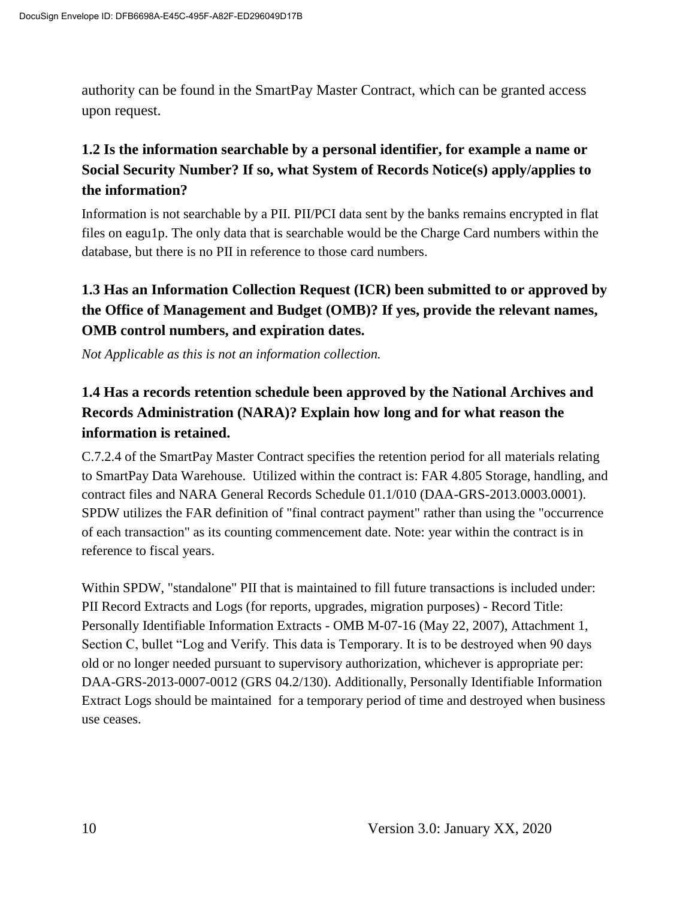authority can be found in the SmartPay Master Contract, which can be granted access upon request.

### 1.2 Is the information searchable by a personal identifier, for example a name or Social Security Number? If so, what System of Records Notice(s) apply/applies to the information?

Information is not searchable by a PII. PII/PCI data sent by the banks remains encrypted in flat files on eagu1p. The only data that is searchable would be the Charge Card numbers within the database, but there is no PII in reference to those card numbers.

### 1.3 Has an Information Collection Request (ICR) been submitted to or approved by the Office of Management and Budget (OMB)? If yes, provide the relevant names, OMB control numbers, and expiration dates.

*Not Applicable as this is not an information collection.*

### 1.4 Has a records retention schedule been approved by the National Archives and Records Administration (NARA)? Explain how long and for what reason the information is retained.

C.7.2.4 of the SmartPay Master Contract specifies the retention period for all materials relating to SmartPay Data Warehouse. Utilized within the contract is: FAR 4.805 Storage, handling, and contract files and NARA General Records Schedule 01.1/010 (DAA-GRS-2013.0003.0001). SPDW utilizes the FAR definition of "final contract payment" rather than using the "occurrence of each transaction" as its counting commencement date. Note: year within the contract is in reference to fiscal years.

Within SPDW, "standalone" PII that is maintained to fill future transactions is included under: PII Record Extracts and Logs (for reports, upgrades, migration purposes) - Record Title: Personally Identifiable Information Extracts - OMB M-07-16 (May 22, 2007), Attachment 1, Section C, bullet “Log and Verify. This data is Temporary. It is to be destroyed when 90 days old or no longer needed pursuant to supervisory authorization, whichever is appropriate per: DAA-GRS-2013-0007-0012 (GRS 04.2/130). Additionally, Personally Identifiable Information Extract Logs should be maintained for a temporary period of time and destroyed when business use ceases.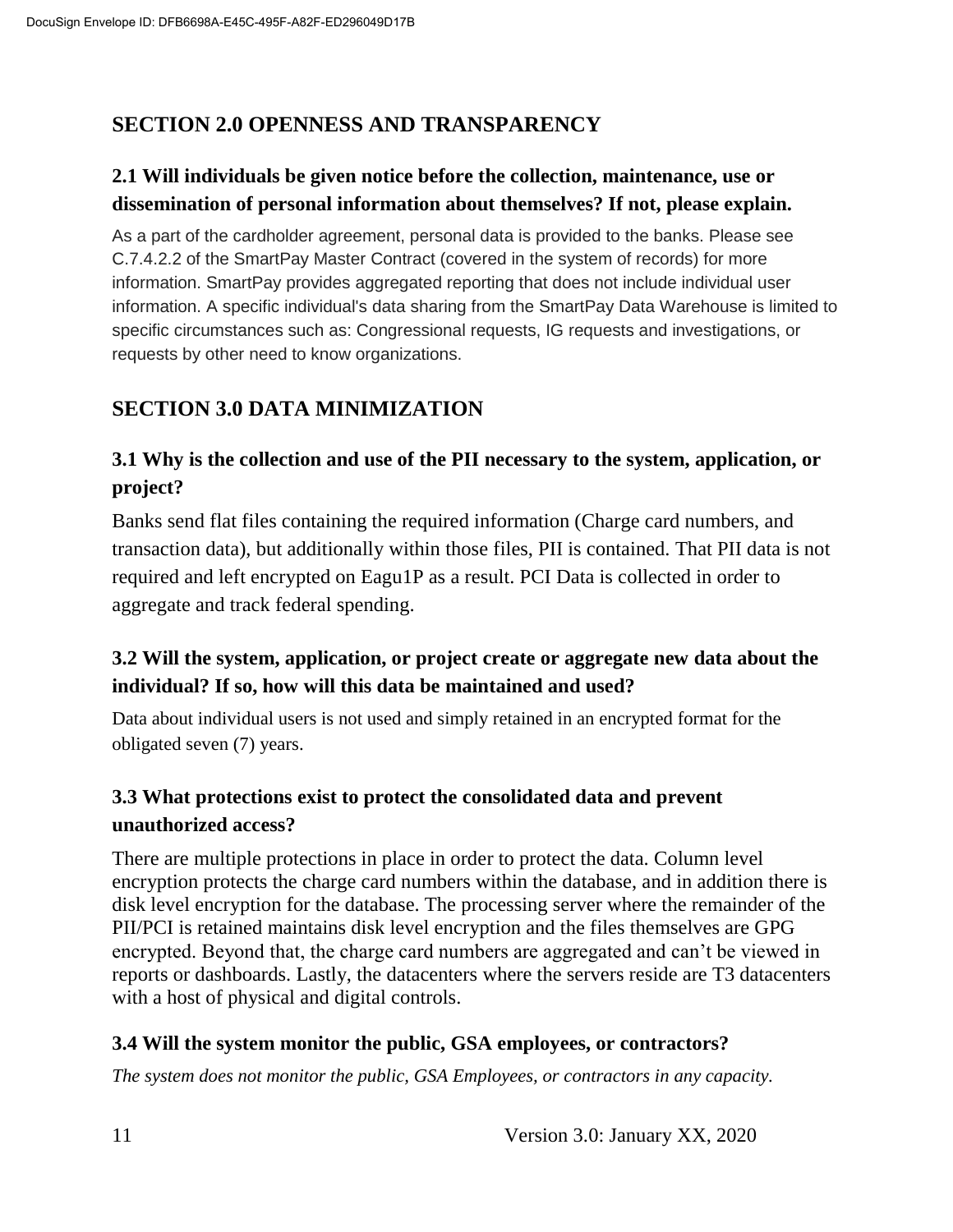## SECTION 2.0 OPENNESS AND TRANSPARENCY

### 2.1 Will individuals be given notice before the collection, maintenance, use or dissemination of personal information about themselves? If not, please explain.

As a part of the cardholder agreement, personal data is provided to the banks. Please see C.7.4.2.2 of the SmartPay Master Contract (covered in the system of records) for more information. SmartPay provides aggregated reporting that does not include individual user information. A specific individual's data sharing from the SmartPay Data Warehouse is limited to specific circumstances such as: Congressional requests, IG requests and investigations, or requests by other need to know organizations.

## SECTION 3.0 DATA MINIMIZATION

### 3.1 Why is the collection and use of the PII necessary to the system, application, or project?

Banks send flat files containing the required information (Charge card numbers, and transaction data), but additionally within those files, PII is contained. That PII data is not required and left encrypted on Eagu1P as a result. PCI Data is collected in order to aggregate and track federal spending.

### 3.2 Will the system, application, or project create or aggregate new data about the individual? If so, how will this data be maintained and used?

Data about individual users is not used and simply retained in an encrypted format for the obligated seven (7) years.

### 3.3 What protections exist to protect the consolidated data and prevent unauthorized access?

There are multiple protections in place in order to protect the data. Column level encryption protects the charge card numbers within the database, and in addition there is disk level encryption for the database. The processing server where the remainder of the PII/PCI is retained maintains disk level encryption and the files themselves are GPG encrypted. Beyond that, the charge card numbers are aggregated and can't be viewed in reports or dashboards. Lastly, the datacenters where the servers reside are T3 datacenters with a host of physical and digital controls.

### 3.4 Will the system monitor the public, GSA employees, or contractors?

*The system does not monitor the public, GSA Employees, or contractors in any capacity.*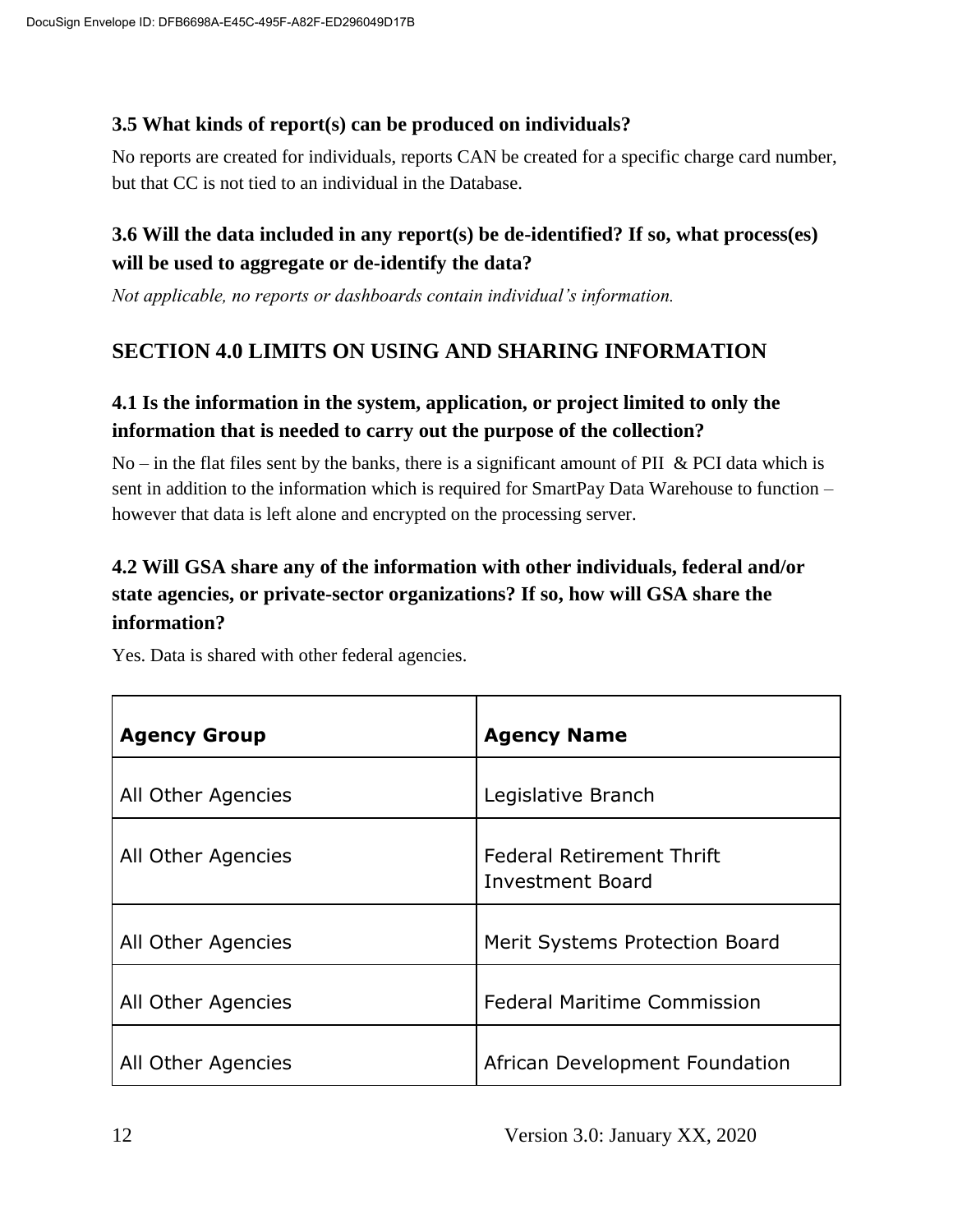### 3.5 What kinds of report(s) can be produced on individuals?

No reports are created for individuals, reports CAN be created for a specific charge card number, but that CC is not tied to an individual in the Database.

### 3.6 Will the data included in any report(s) be de-identified? If so, what process(es) will be used to aggregate or de-identify the data?

*Not applicable, no reports or dashboards contain individual's information.*

## SECTION 4.0 LIMITS ON USING AND SHARING INFORMATION

### 4.1 Is the information in the system, application, or project limited to only the information that is needed to carry out the purpose of the collection?

No – in the flat files sent by the banks, there is a significant amount of PII & PCI data which is sent in addition to the information which is required for SmartPay Data Warehouse to function – however that data is left alone and encrypted on the processing server.

### 4.2 Will GSA share any of the information with other individuals, federal and/or state agencies, or private-sector organizations? If so, how will GSA share the information?

Yes. Data is shared with other federal agencies.

| **Agency Group** | **Agency Name** |
|---|---|
| All Other Agencies | Legislative Branch |
| All Other Agencies | Federal Retirement Thrift Investment Board |
| All Other Agencies | Merit Systems Protection Board |
| All Other Agencies | Federal Maritime Commission |
| All Other Agencies | African Development Foundation |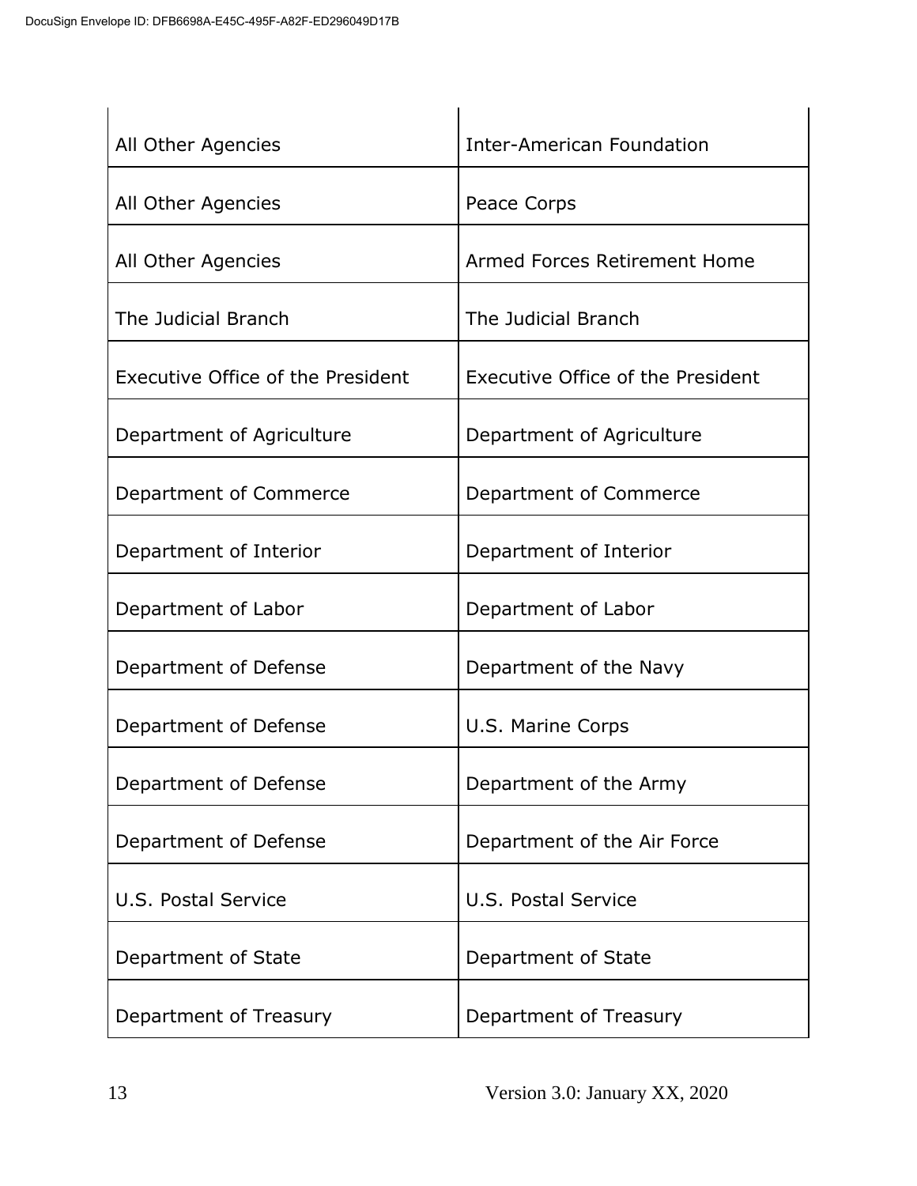| | |
|---|---|
| All Other Agencies | Inter-American Foundation |
| All Other Agencies | Peace Corps |
| All Other Agencies | Armed Forces Retirement Home |
| The Judicial Branch | The Judicial Branch |
| Executive Office of the President | Executive Office of the President |
| Department of Agriculture | Department of Agriculture |
| Department of Commerce | Department of Commerce |
| Department of Interior | Department of Interior |
| Department of Labor | Department of Labor |
| Department of Defense | Department of the Navy |
| Department of Defense | U.S. Marine Corps |
| Department of Defense | Department of the Army |
| Department of Defense | Department of the Air Force |
| U.S. Postal Service | U.S. Postal Service |
| Department of State | Department of State |
| Department of Treasury | Department of Treasury |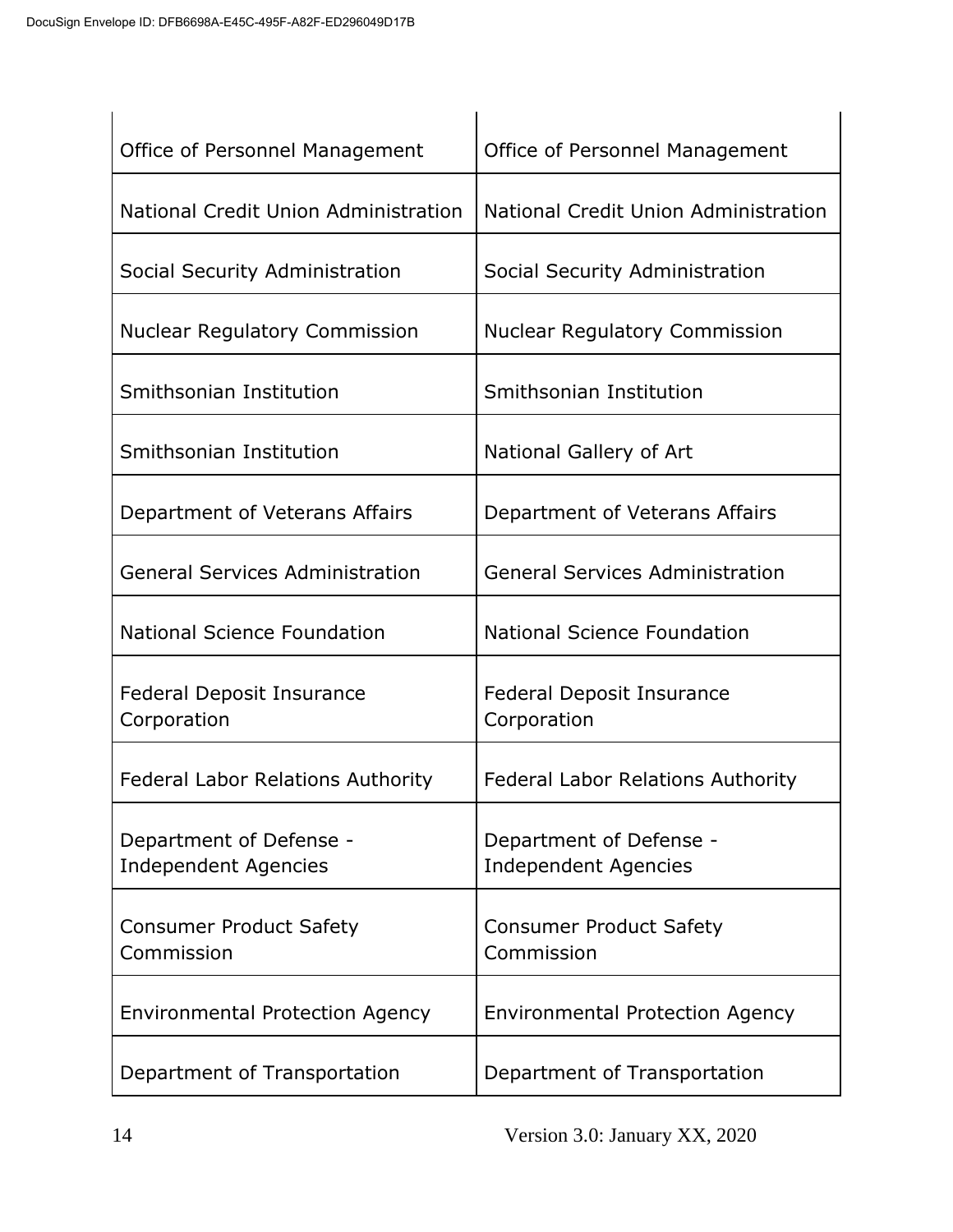| | |
|---|---|
| Office of Personnel Management | Office of Personnel Management |
| National Credit Union Administration | National Credit Union Administration |
| Social Security Administration | Social Security Administration |
| Nuclear Regulatory Commission | Nuclear Regulatory Commission |
| Smithsonian Institution | Smithsonian Institution |
| Smithsonian Institution | National Gallery of Art |
| Department of Veterans Affairs | Department of Veterans Affairs |
| General Services Administration | General Services Administration |
| National Science Foundation | National Science Foundation |
| Federal Deposit Insurance Corporation | Federal Deposit Insurance Corporation |
| Federal Labor Relations Authority | Federal Labor Relations Authority |
| Department of Defense - Independent Agencies | Department of Defense - Independent Agencies |
| Consumer Product Safety Commission | Consumer Product Safety Commission |
| Environmental Protection Agency | Environmental Protection Agency |
| Department of Transportation | Department of Transportation |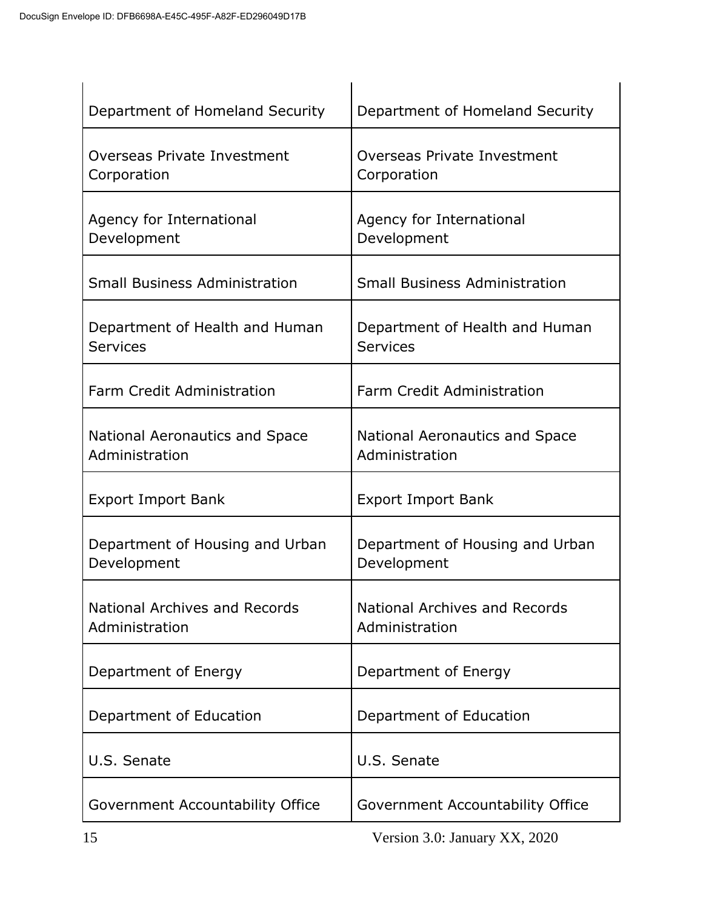| | |
|---|---|
| Department of Homeland Security | Department of Homeland Security |
| Overseas Private Investment Corporation | Overseas Private Investment Corporation |
| Agency for International Development | Agency for International Development |
| Small Business Administration | Small Business Administration |
| Department of Health and Human Services | Department of Health and Human Services |
| Farm Credit Administration | Farm Credit Administration |
| National Aeronautics and Space Administration | National Aeronautics and Space Administration |
| Export Import Bank | Export Import Bank |
| Department of Housing and Urban Development | Department of Housing and Urban Development |
| National Archives and Records Administration | National Archives and Records Administration |
| Department of Energy | Department of Energy |
| Department of Education | Department of Education |
| U.S. Senate | U.S. Senate |
| Government Accountability Office | Government Accountability Office |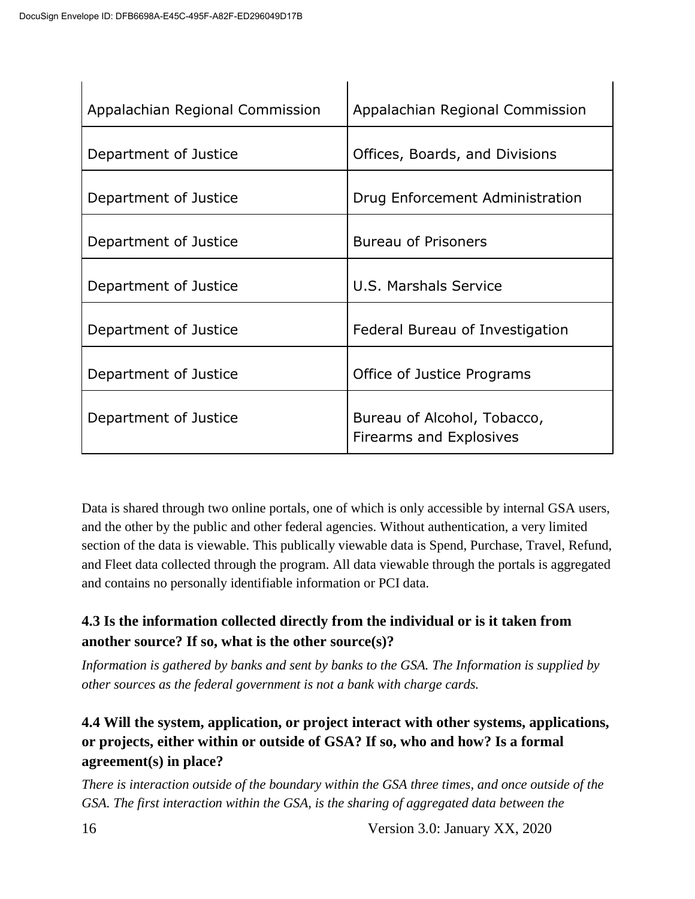| | |
|---|---|
| Appalachian Regional Commission | Appalachian Regional Commission |
| Department of Justice | Offices, Boards, and Divisions |
| Department of Justice | Drug Enforcement Administration |
| Department of Justice | Bureau of Prisoners |
| Department of Justice | U.S. Marshals Service |
| Department of Justice | Federal Bureau of Investigation |
| Department of Justice | Office of Justice Programs |
| Department of Justice | Bureau of Alcohol, Tobacco, Firearms and Explosives |

Data is shared through two online portals, one of which is only accessible by internal GSA users, and the other by the public and other federal agencies. Without authentication, a very limited section of the data is viewable. This publically viewable data is Spend, Purchase, Travel, Refund, and Fleet data collected through the program. All data viewable through the portals is aggregated and contains no personally identifiable information or PCI data.

### 4.3 Is the information collected directly from the individual or is it taken from another source? If so, what is the other source(s)?

*Information is gathered by banks and sent by banks to the GSA. The Information is supplied by other sources as the federal government is not a bank with charge cards.*

### 4.4 Will the system, application, or project interact with other systems, applications, or projects, either within or outside of GSA? If so, who and how? Is a formal agreement(s) in place?

*There is interaction outside of the boundary within the GSA three times, and once outside of the GSA. The first interaction within the GSA, is the sharing of aggregated data between the*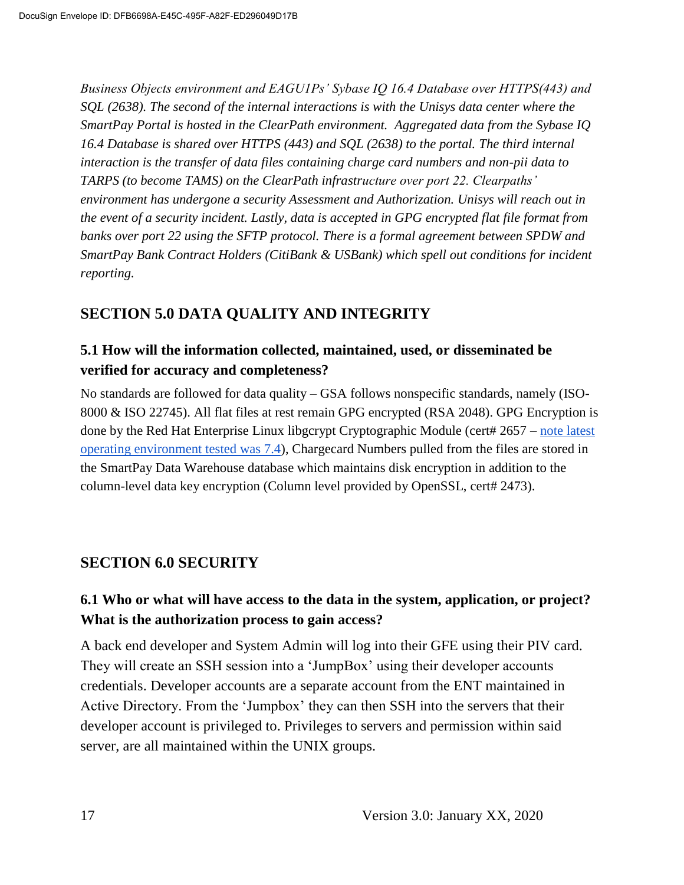*Business Objects environment and EAGU1Ps' Sybase IQ 16.4 Database over HTTPS(443) and SQL (2638). The second of the internal interactions is with the Unisys data center where the SmartPay Portal is hosted in the ClearPath environment. Aggregated data from the Sybase IQ 16.4 Database is shared over HTTPS (443) and SQL (2638) to the portal. The third internal interaction is the transfer of data files containing charge card numbers and non-pii data to TARPS (to become TAMS) on the ClearPath infrastructure over port 22. Clearpaths' environment has undergone a security Assessment and Authorization. Unisys will reach out in the event of a security incident. Lastly, data is accepted in GPG encrypted flat file format from banks over port 22 using the SFTP protocol. There is a formal agreement between SPDW and SmartPay Bank Contract Holders (CitiBank & USBank) which spell out conditions for incident reporting.*

## SECTION 5.0 DATA QUALITY AND INTEGRITY

### 5.1 How will the information collected, maintained, used, or disseminated be verified for accuracy and completeness?

No standards are followed for data quality – GSA follows nonspecific standards, namely (ISO-8000 & ISO 22745). All flat files at rest remain GPG encrypted (RSA 2048). GPG Encryption is done by the Red Hat Enterprise Linux libgcrypt Cryptographic Module (cert# 2657 – note latest operating environment tested was 7.4), Chargecard Numbers pulled from the files are stored in the SmartPay Data Warehouse database which maintains disk encryption in addition to the column-level data key encryption (Column level provided by OpenSSL, cert# 2473).

## SECTION 6.0 SECURITY

### 6.1 Who or what will have access to the data in the system, application, or project? What is the authorization process to gain access?

A back end developer and System Admin will log into their GFE using their PIV card. They will create an SSH session into a 'JumpBox' using their developer accounts credentials. Developer accounts are a separate account from the ENT maintained in Active Directory. From the 'Jumpbox' they can then SSH into the servers that their developer account is privileged to. Privileges to servers and permission within said server, are all maintained within the UNIX groups.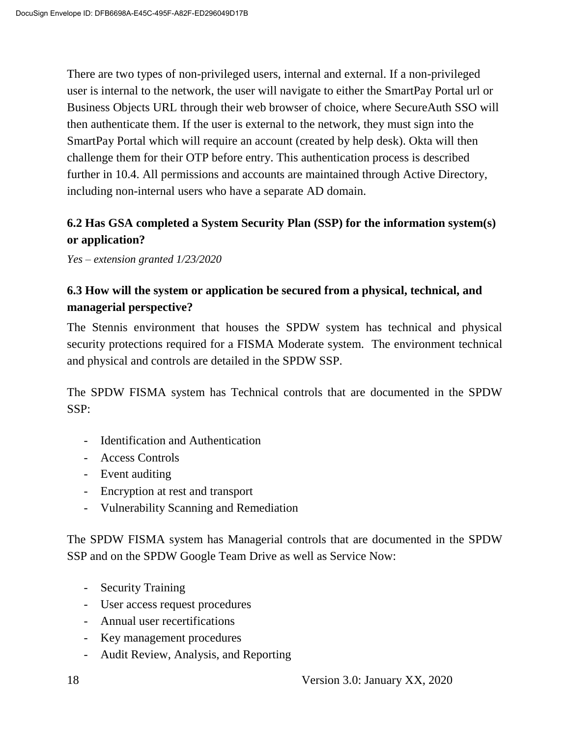There are two types of non-privileged users, internal and external. If a non-privileged user is internal to the network, the user will navigate to either the SmartPay Portal url or Business Objects URL through their web browser of choice, where SecureAuth SSO will then authenticate them. If the user is external to the network, they must sign into the SmartPay Portal which will require an account (created by help desk). Okta will then challenge them for their OTP before entry. This authentication process is described further in 10.4. All permissions and accounts are maintained through Active Directory, including non-internal users who have a separate AD domain.

### 6.2 Has GSA completed a System Security Plan (SSP) for the information system(s) or application?

*Yes – extension granted 1/23/2020*

### 6.3 How will the system or application be secured from a physical, technical, and managerial perspective?

The Stennis environment that houses the SPDW system has technical and physical security protections required for a FISMA Moderate system. The environment technical and physical and controls are detailed in the SPDW SSP.

The SPDW FISMA system has Technical controls that are documented in the SPDW SSP:

- Identification and Authentication
- Access Controls
- Event auditing
- Encryption at rest and transport
- Vulnerability Scanning and Remediation

The SPDW FISMA system has Managerial controls that are documented in the SPDW SSP and on the SPDW Google Team Drive as well as Service Now:

- Security Training
- User access request procedures
- Annual user recertifications
- Key management procedures
- Audit Review, Analysis, and Reporting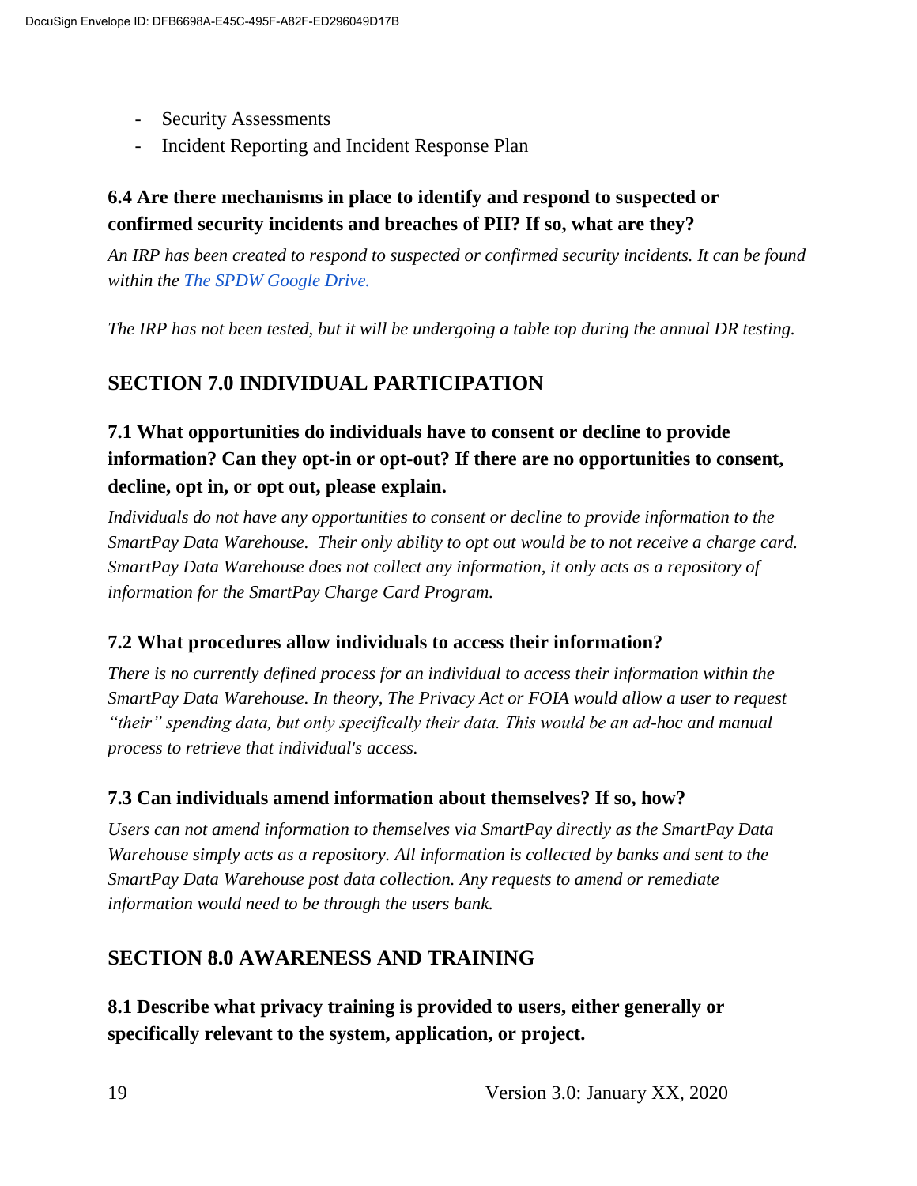- Security Assessments
- Incident Reporting and Incident Response Plan

### 6.4 Are there mechanisms in place to identify and respond to suspected or confirmed security incidents and breaches of PII? If so, what are they?

*An IRP has been created to respond to suspected or confirmed security incidents. It can be found within the [The SPDW Google Drive.]()*

*The IRP has not been tested, but it will be undergoing a table top during the annual DR testing.*

## SECTION 7.0 INDIVIDUAL PARTICIPATION

### 7.1 What opportunities do individuals have to consent or decline to provide information? Can they opt-in or opt-out? If there are no opportunities to consent, decline, opt in, or opt out, please explain.

*Individuals do not have any opportunities to consent or decline to provide information to the SmartPay Data Warehouse. Their only ability to opt out would be to not receive a charge card. SmartPay Data Warehouse does not collect any information, it only acts as a repository of information for the SmartPay Charge Card Program.*

### 7.2 What procedures allow individuals to access their information?

*There is no currently defined process for an individual to access their information within the SmartPay Data Warehouse. In theory, The Privacy Act or FOIA would allow a user to request "their" spending data, but only specifically their data. This would be an ad-hoc and manual process to retrieve that individual's access.*

### 7.3 Can individuals amend information about themselves? If so, how?

*Users can not amend information to themselves via SmartPay directly as the SmartPay Data Warehouse simply acts as a repository. All information is collected by banks and sent to the SmartPay Data Warehouse post data collection. Any requests to amend or remediate information would need to be through the users bank.*

## SECTION 8.0 AWARENESS AND TRAINING

### 8.1 Describe what privacy training is provided to users, either generally or specifically relevant to the system, application, or project.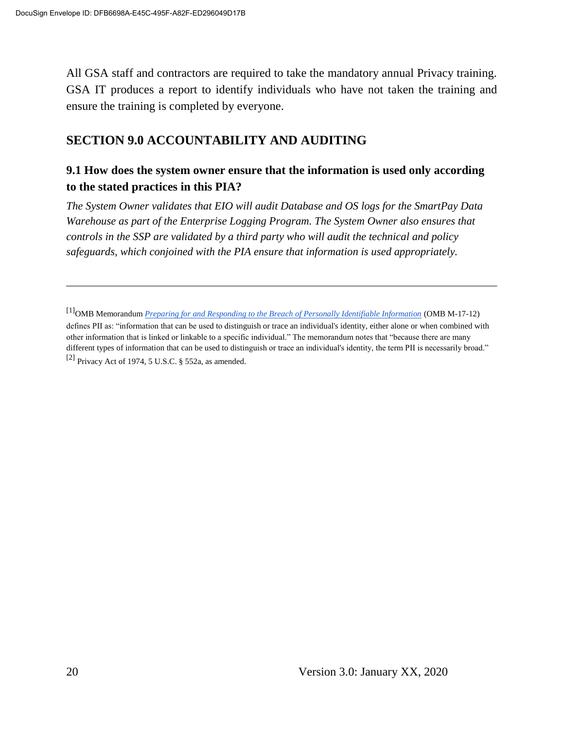All GSA staff and contractors are required to take the mandatory annual Privacy training. GSA IT produces a report to identify individuals who have not taken the training and ensure the training is completed by everyone.

## SECTION 9.0 ACCOUNTABILITY AND AUDITING

### 9.1 How does the system owner ensure that the information is used only according to the stated practices in this PIA?

*The System Owner validates that EIO will audit Database and OS logs for the SmartPay Data Warehouse as part of the Enterprise Logging Program. The System Owner also ensures that controls in the SSP are validated by a third party who will audit the technical and policy safeguards, which conjoined with the PIA ensure that information is used appropriately.*

---

[1]OMB Memorandum *Preparing for and Responding to the Breach of Personally Identifiable Information* (OMB M-17-12) defines PII as: "information that can be used to distinguish or trace an individual's identity, either alone or when combined with other information that is linked or linkable to a specific individual." The memorandum notes that "because there are many different types of information that can be used to distinguish or trace an individual's identity, the term PII is necessarily broad."

[2] Privacy Act of 1974, 5 U.S.C. § 552a, as amended.